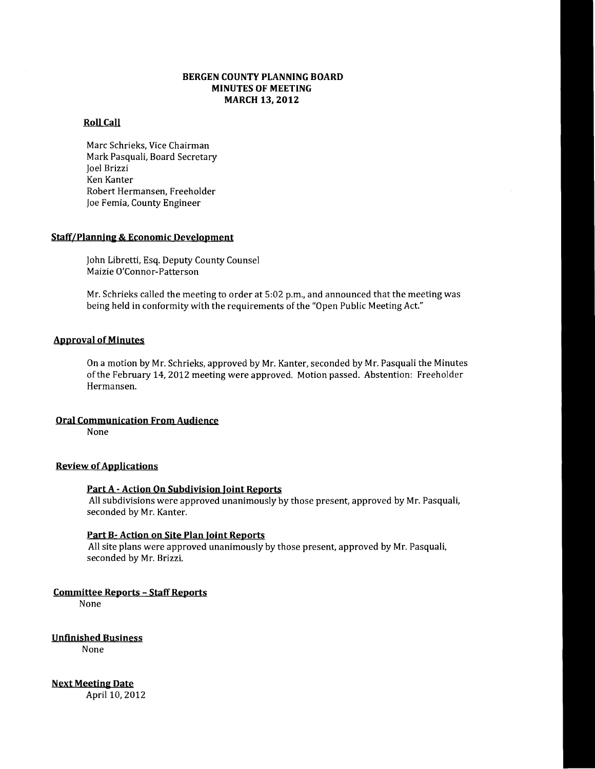# BERGEN COUNTY PLANNING BOARD
## MINUTES OF MEETING
## MARCH 13, 2012

### Roll Call

Marc Schrieks, Vice Chairman
Mark Pasquali, Board Secretary
Joel Brizzi
Ken Kanter
Robert Hermansen, Freeholder
Joe Femia, County Engineer

### Staff/Planning & Economic Development

John Libretti, Esq. Deputy County Counsel
Maizie O'Connor-Patterson

Mr. Schrieks called the meeting to order at 5:02 p.m., and announced that the meeting was being held in conformity with the requirements of the "Open Public Meeting Act."

### Approval of Minutes

On a motion by Mr. Schrieks, approved by Mr. Kanter, seconded by Mr. Pasquali the Minutes of the February 14, 2012 meeting were approved. Motion passed. Abstention: Freeholder Hermansen.

### Oral Communication From Audience

None

### Review of Applications

#### Part A - Action On Subdivision Joint Reports

All subdivisions were approved unanimously by those present, approved by Mr. Pasquali, seconded by Mr. Kanter.

#### Part B- Action on Site Plan Joint Reports

All site plans were approved unanimously by those present, approved by Mr. Pasquali, seconded by Mr. Brizzi.

### Committee Reports – Staff Reports

None

### Unfinished Business

None

### Next Meeting Date

April 10, 2012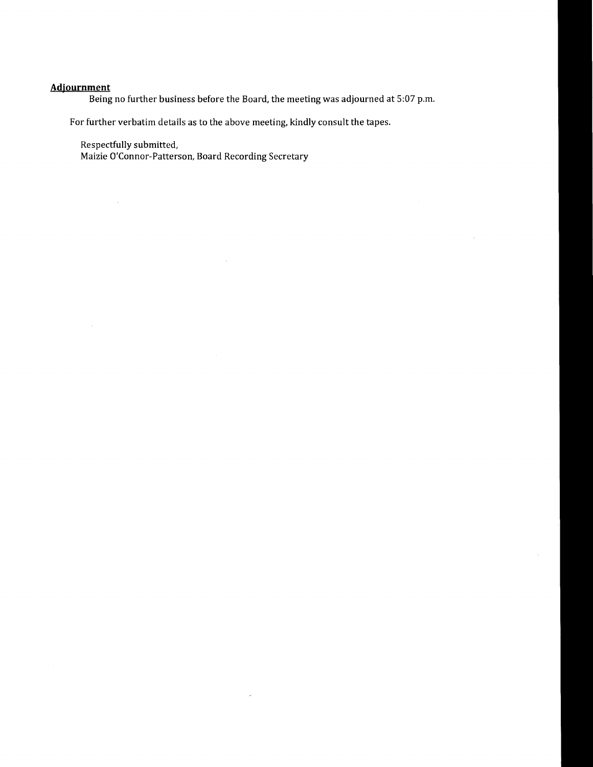**Adjournment**

Being no further business before the Board, the meeting was adjourned at 5:07 p.m.

For further verbatim details as to the above meeting, kindly consult the tapes.

Respectfully submitted,
Maizie O'Connor-Patterson, Board Recording Secretary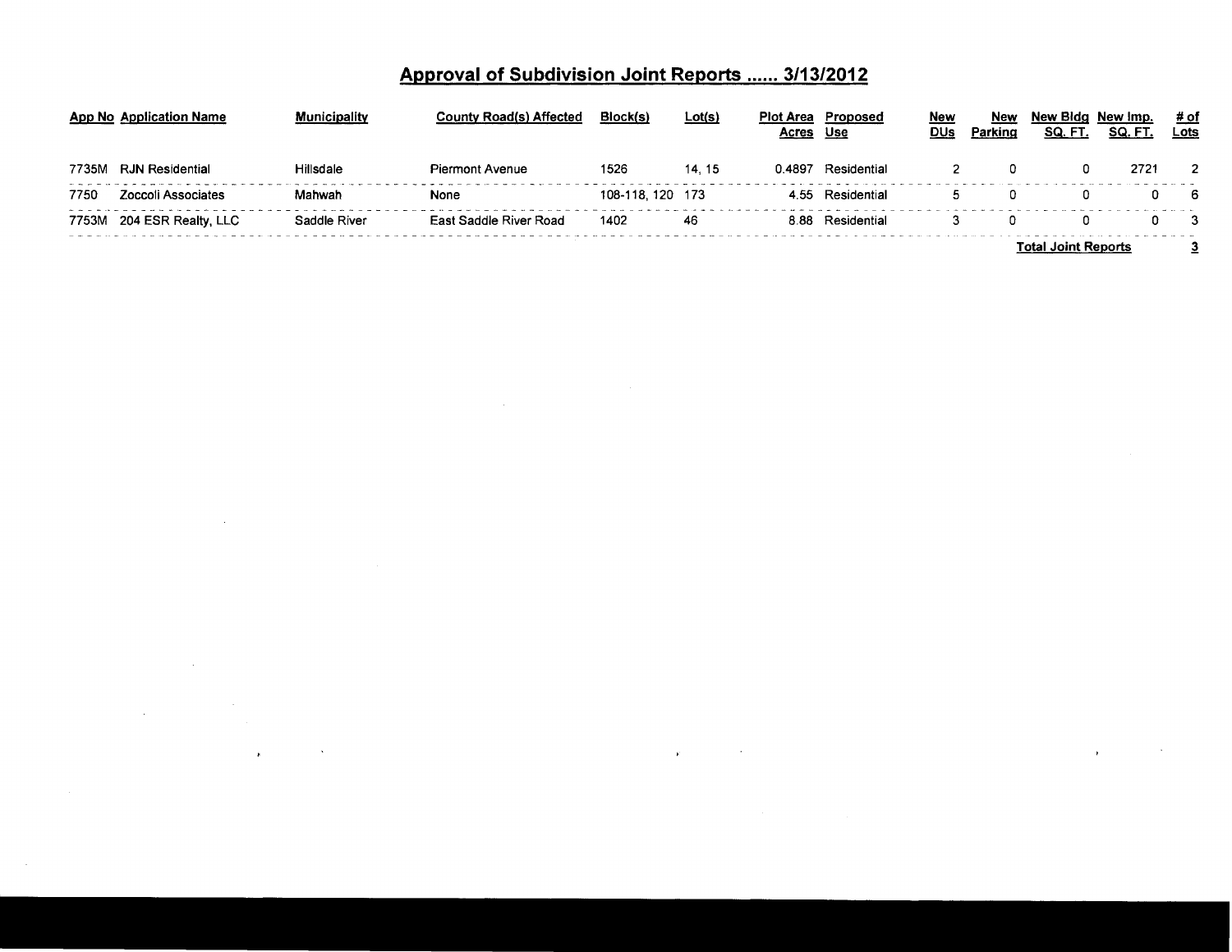## Approval of Subdivision Joint Reports ...... 3/13/2012

| App No | Application Name | Municipality | County Road(s) Affected | Block(s) | Lot(s) | Plot Area Acres | Proposed Use | New DUs | New Parking | New Bldg SQ. FT. | New Imp. SQ. FT. | # of Lots |
|---|---|---|---|---|---|---|---|---|---|---|---|---|
| 7735M | RJN Residential | Hillsdale | Piermont Avenue | 1526 | 14, 15 | 0.4897 | Residential | 2 | 0 | 0 | 2721 | 2 |
| 7750 | Zoccoli Associates | Mahwah | None | 108-118, 120 | 173 | 4.55 | Residential | 5 | 0 | 0 | 0 | 6 |
| 7753M | 204 ESR Realty, LLC | Saddle River | East Saddle River Road | 1402 | 46 | 8.88 | Residential | 3 | 0 | 0 | 0 | 3 |

**Total Joint Reports** **3**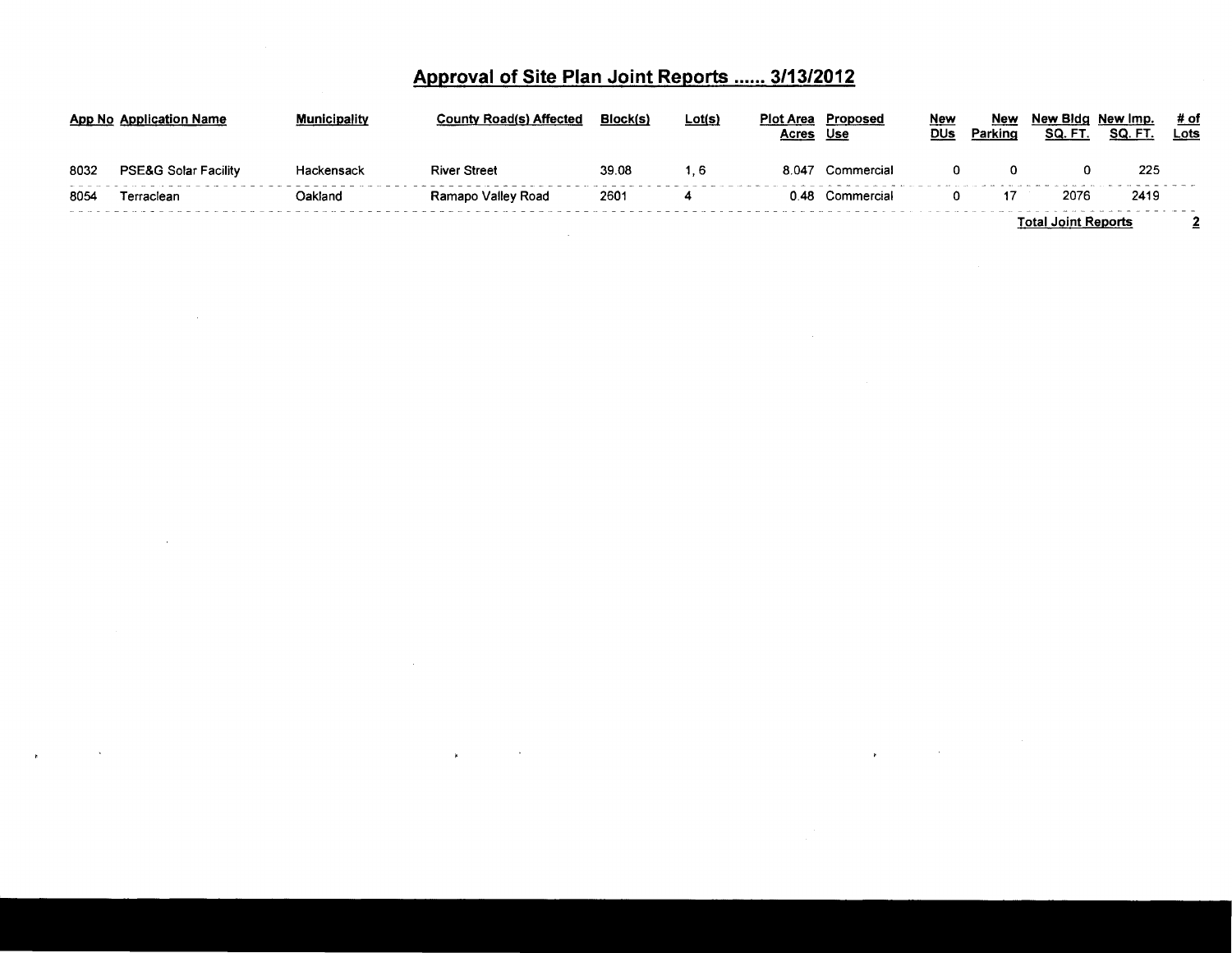# Approval of Site Plan Joint Reports ...... 3/13/2012

| App No | Application Name | Municipality | County Road(s) Affected | Block(s) | Lot(s) | Plot Area Acres | Proposed Use | New DUs | New Parking | New Bldg SQ. FT. | New Imp. SQ. FT. | # of Lots |
|---|---|---|---|---|---|---|---|---|---|---|---|---|
| 8032 | PSE&G Solar Facility | Hackensack | River Street | 39.08 | 1, 6 | 8.047 | Commercial | 0 | 0 | 0 | 225 | |
| 8054 | Terraclean | Oakland | Ramapo Valley Road | 2601 | 4 | 0.48 | Commercial | 0 | 17 | 2076 | 2419 | |
| | | | | | | | | | | Total Joint Reports | | 2 |